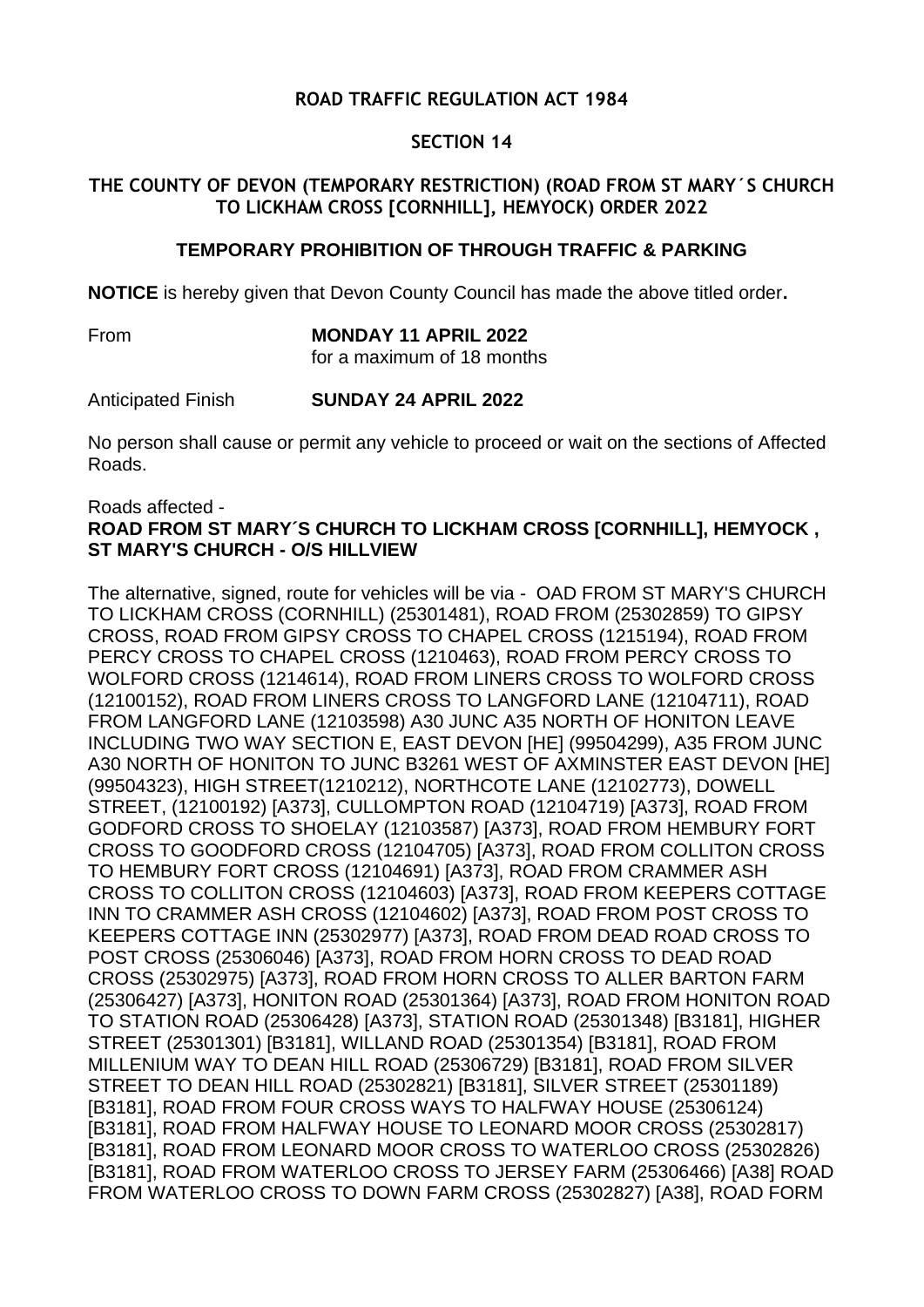**ROAD TRAFFIC REGULATION ACT 1984**

**SECTION 14**

**THE COUNTY OF DEVON (TEMPORARY RESTRICTION) (ROAD FROM ST MARY´S CHURCH TO LICKHAM CROSS [CORNHILL], HEMYOCK) ORDER 2022**

**TEMPORARY PROHIBITION OF THROUGH TRAFFIC & PARKING**

**NOTICE** is hereby given that Devon County Council has made the above titled order**.**

From **MONDAY 11 APRIL 2022**
for a maximum of 18 months

Anticipated Finish **SUNDAY 24 APRIL 2022**

No person shall cause or permit any vehicle to proceed or wait on the sections of Affected Roads.

Roads affected -
**ROAD FROM ST MARY´S CHURCH TO LICKHAM CROSS [CORNHILL], HEMYOCK , ST MARY'S CHURCH - O/S HILLVIEW**

The alternative, signed, route for vehicles will be via - OAD FROM ST MARY'S CHURCH TO LICKHAM CROSS (CORNHILL) (25301481), ROAD FROM (25302859) TO GIPSY CROSS, ROAD FROM GIPSY CROSS TO CHAPEL CROSS (1215194), ROAD FROM PERCY CROSS TO CHAPEL CROSS (1210463), ROAD FROM PERCY CROSS TO WOLFORD CROSS (1214614), ROAD FROM LINERS CROSS TO WOLFORD CROSS (12100152), ROAD FROM LINERS CROSS TO LANGFORD LANE (12104711), ROAD FROM LANGFORD LANE (12103598) A30 JUNC A35 NORTH OF HONITON LEAVE INCLUDING TWO WAY SECTION E, EAST DEVON [HE] (99504299), A35 FROM JUNC A30 NORTH OF HONITON TO JUNC B3261 WEST OF AXMINSTER EAST DEVON [HE] (99504323), HIGH STREET(1210212), NORTHCOTE LANE (12102773), DOWELL STREET, (12100192) [A373], CULLOMPTON ROAD (12104719) [A373], ROAD FROM GODFORD CROSS TO SHOELAY (12103587) [A373], ROAD FROM HEMBURY FORT CROSS TO GOODFORD CROSS (12104705) [A373], ROAD FROM COLLITON CROSS TO HEMBURY FORT CROSS (12104691) [A373], ROAD FROM CRAMMER ASH CROSS TO COLLITON CROSS (12104603) [A373], ROAD FROM KEEPERS COTTAGE INN TO CRAMMER ASH CROSS (12104602) [A373], ROAD FROM POST CROSS TO KEEPERS COTTAGE INN (25302977) [A373], ROAD FROM DEAD ROAD CROSS TO POST CROSS (25306046) [A373], ROAD FROM HORN CROSS TO DEAD ROAD CROSS (25302975) [A373], ROAD FROM HORN CROSS TO ALLER BARTON FARM (25306427) [A373], HONITON ROAD (25301364) [A373], ROAD FROM HONITON ROAD TO STATION ROAD (25306428) [A373], STATION ROAD (25301348) [B3181], HIGHER STREET (25301301) [B3181], WILLAND ROAD (25301354) [B3181], ROAD FROM MILLENIUM WAY TO DEAN HILL ROAD (25306729) [B3181], ROAD FROM SILVER STREET TO DEAN HILL ROAD (25302821) [B3181], SILVER STREET (25301189) [B3181], ROAD FROM FOUR CROSS WAYS TO HALFWAY HOUSE (25306124) [B3181], ROAD FROM HALFWAY HOUSE TO LEONARD MOOR CROSS (25302817) [B3181], ROAD FROM LEONARD MOOR CROSS TO WATERLOO CROSS (25302826) [B3181], ROAD FROM WATERLOO CROSS TO JERSEY FARM (25306466) [A38] ROAD FROM WATERLOO CROSS TO DOWN FARM CROSS (25302827) [A38], ROAD FORM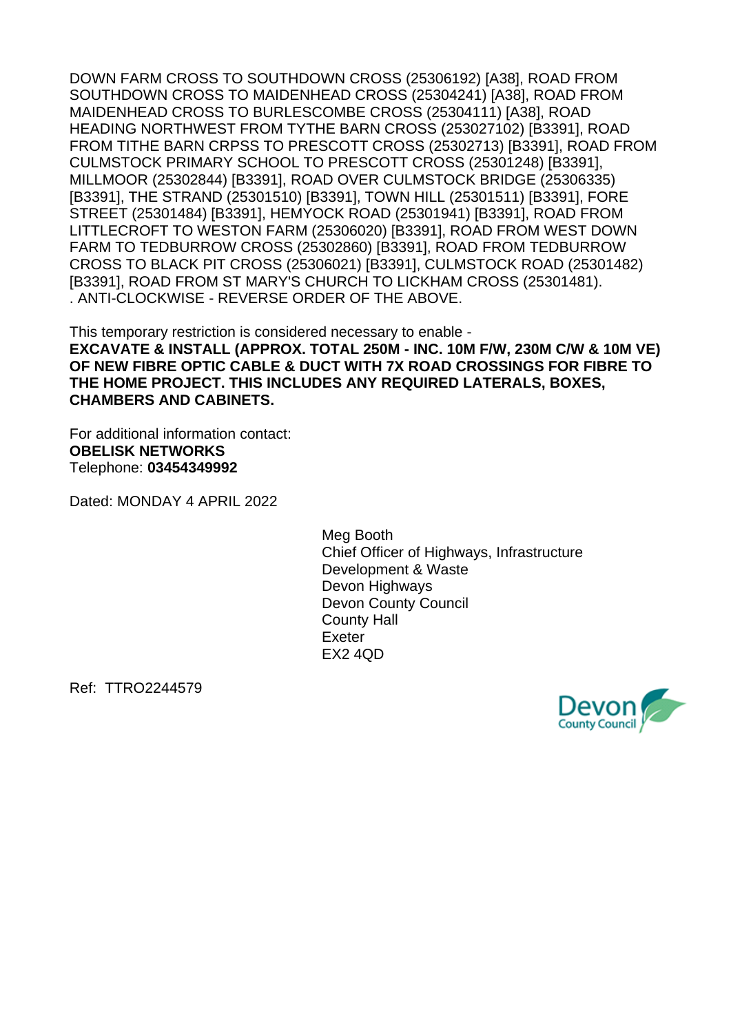DOWN FARM CROSS TO SOUTHDOWN CROSS (25306192) [A38], ROAD FROM SOUTHDOWN CROSS TO MAIDENHEAD CROSS (25304241) [A38], ROAD FROM MAIDENHEAD CROSS TO BURLESCOMBE CROSS (25304111) [A38], ROAD HEADING NORTHWEST FROM TYTHE BARN CROSS (253027102) [B3391], ROAD FROM TITHE BARN CRPSS TO PRESCOTT CROSS (25302713) [B3391], ROAD FROM CULMSTOCK PRIMARY SCHOOL TO PRESCOTT CROSS (25301248) [B3391], MILLMOOR (25302844) [B3391], ROAD OVER CULMSTOCK BRIDGE (25306335) [B3391], THE STRAND (25301510) [B3391], TOWN HILL (25301511) [B3391], FORE STREET (25301484) [B3391], HEMYOCK ROAD (25301941) [B3391], ROAD FROM LITTLECROFT TO WESTON FARM (25306020) [B3391], ROAD FROM WEST DOWN FARM TO TEDBURROW CROSS (25302860) [B3391], ROAD FROM TEDBURROW CROSS TO BLACK PIT CROSS (25306021) [B3391], CULMSTOCK ROAD (25301482) [B3391], ROAD FROM ST MARY'S CHURCH TO LICKHAM CROSS (25301481).
. ANTI-CLOCKWISE - REVERSE ORDER OF THE ABOVE.

This temporary restriction is considered necessary to enable -
**EXCAVATE & INSTALL (APPROX. TOTAL 250M - INC. 10M F/W, 230M C/W & 10M VE) OF NEW FIBRE OPTIC CABLE & DUCT WITH 7X ROAD CROSSINGS FOR FIBRE TO THE HOME PROJECT. THIS INCLUDES ANY REQUIRED LATERALS, BOXES, CHAMBERS AND CABINETS.**

For additional information contact:
**OBELISK NETWORKS**
Telephone: **03454349992**

Dated: MONDAY 4 APRIL 2022

Meg Booth
Chief Officer of Highways, Infrastructure Development & Waste
Devon Highways
Devon County Council
County Hall
Exeter
EX2 4QD

Ref: TTRO2244579

Devon County Council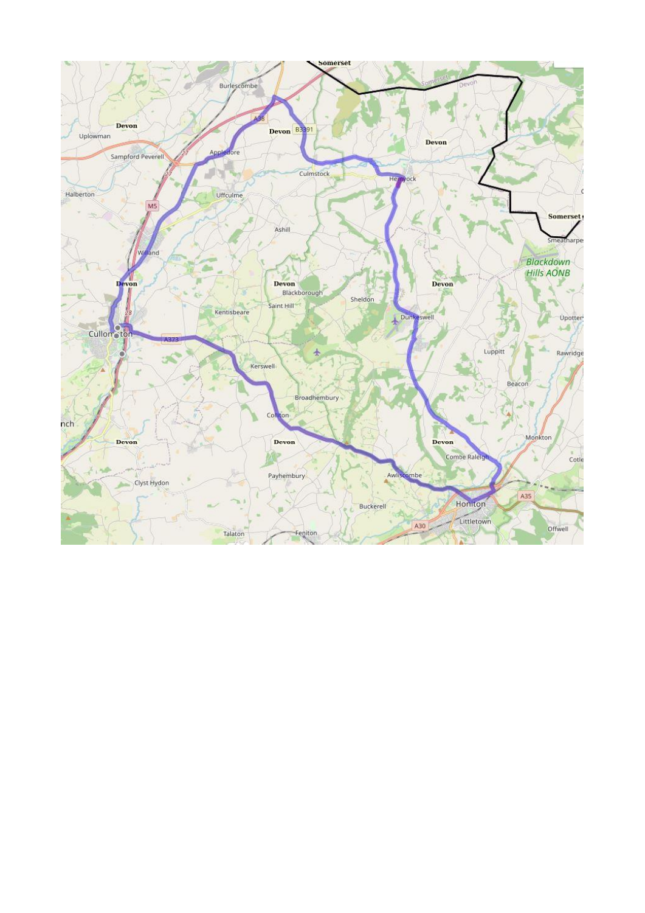Somerset
Burlescombe
Devon
Uplowman
Sampford Peverell
Appledore
A38
B3391
Culmstock
Hemyock
Halberton
M5
Uffculme
Ashill
Willand
Devon
Devon
Blackborough
Sheldon
Devon
Saint Hill
Kentisbeare
Dunkeswell
Cullompton
28
A373
Kerswell
Luppitt
Broadhembury
Colliton
Devon
Devon
Devon
Combe Raleigh
Clyst Hydon
Payhembury
Awliscombe
Buckerell
Honiton
Littletown
A30
A35
Talaton
Feniton
Offwell
Monkton
Beacon
Rawridge
Upottery
Blackdown Hills AONB
Smeatharpe
Somerset
Devon